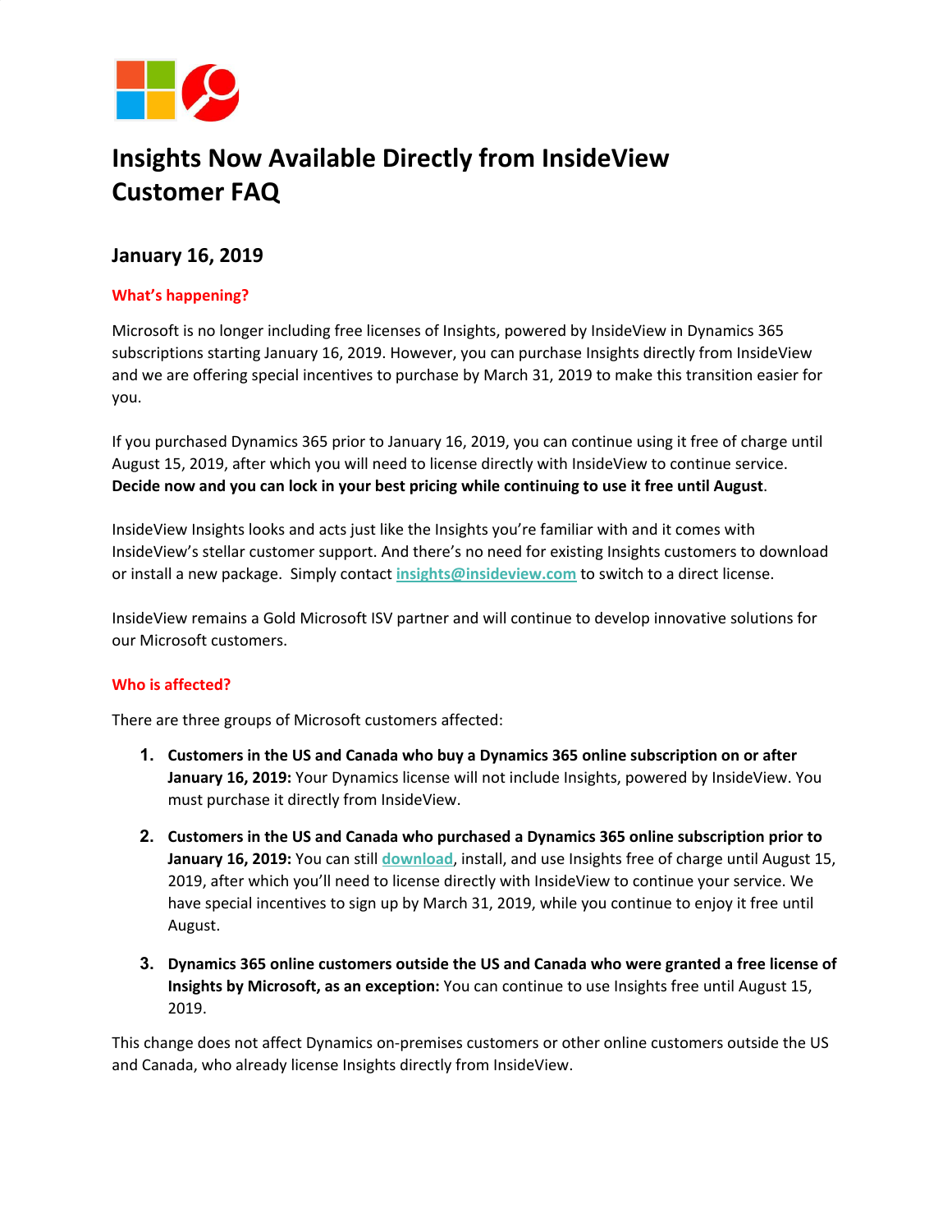# Insights Now Available Directly from InsideView Customer FAQ

## January 16, 2019

### What's happening?

Microsoft is no longer including free licenses of Insights, powered by InsideView in Dynamics 365 subscriptions starting January 16, 2019. However, you can purchase Insights directly from InsideView and we are offering special incentives to purchase by March 31, 2019 to make this transition easier for you.

If you purchased Dynamics 365 prior to January 16, 2019, you can continue using it free of charge until August 15, 2019, after which you will need to license directly with InsideView to continue service. **Decide now and you can lock in your best pricing while continuing to use it free until August**.

InsideView Insights looks and acts just like the Insights you're familiar with and it comes with InsideView's stellar customer support. And there's no need for existing Insights customers to download or install a new package. Simply contact **insights@insideview.com** to switch to a direct license.

InsideView remains a Gold Microsoft ISV partner and will continue to develop innovative solutions for our Microsoft customers.

### Who is affected?

There are three groups of Microsoft customers affected:

1. **Customers in the US and Canada who buy a Dynamics 365 online subscription on or after January 16, 2019:** Your Dynamics license will not include Insights, powered by InsideView. You must purchase it directly from InsideView.
2. **Customers in the US and Canada who purchased a Dynamics 365 online subscription prior to January 16, 2019:** You can still **download**, install, and use Insights free of charge until August 15, 2019, after which you'll need to license directly with InsideView to continue your service. We have special incentives to sign up by March 31, 2019, while you continue to enjoy it free until August.
3. **Dynamics 365 online customers outside the US and Canada who were granted a free license of Insights by Microsoft, as an exception:** You can continue to use Insights free until August 15, 2019.

This change does not affect Dynamics on-premises customers or other online customers outside the US and Canada, who already license Insights directly from InsideView.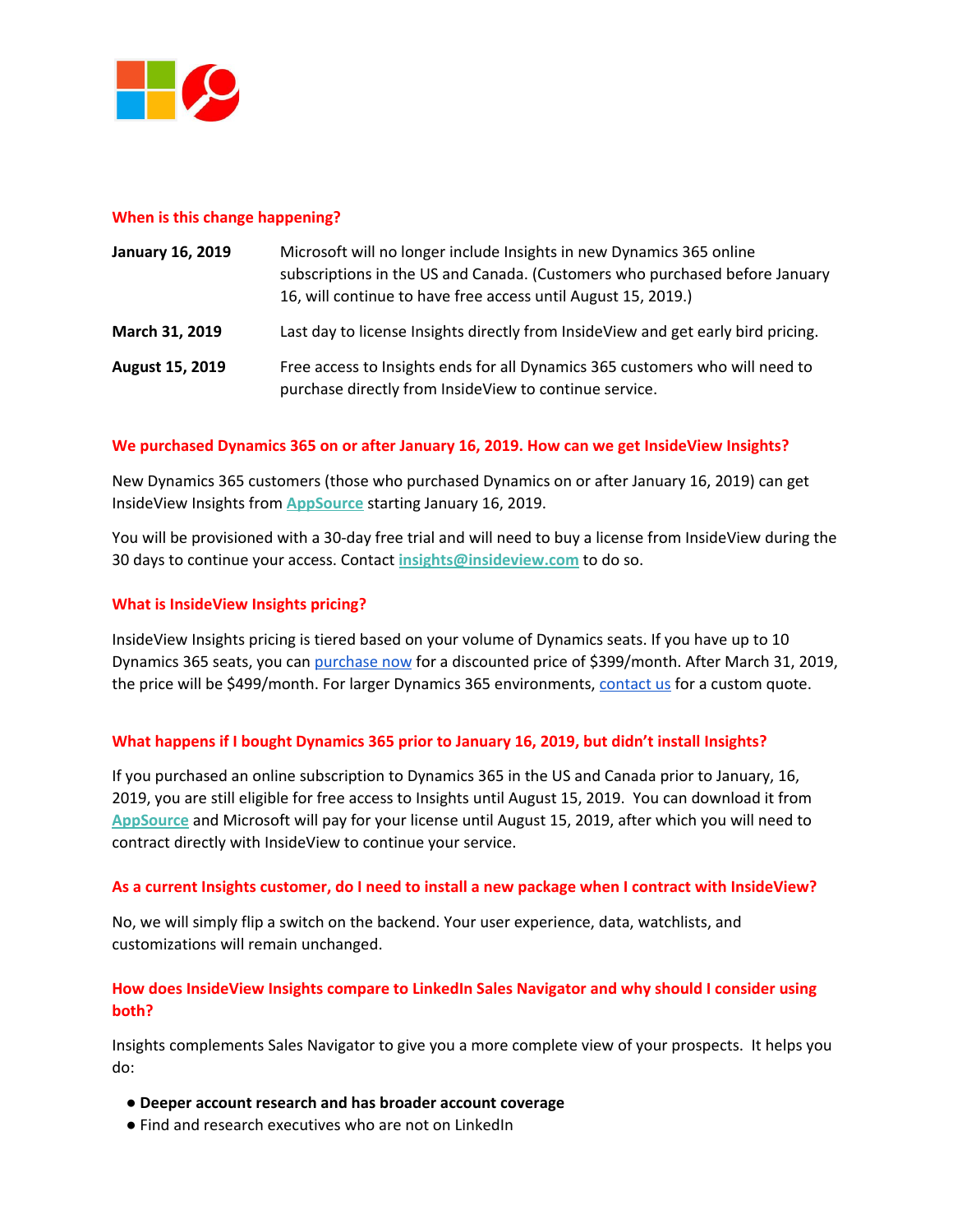### When is this change happening?

| | |
|---|---|
| **January 16, 2019** | Microsoft will no longer include Insights in new Dynamics 365 online subscriptions in the US and Canada. (Customers who purchased before January 16, will continue to have free access until August 15, 2019.) |
| **March 31, 2019** | Last day to license Insights directly from InsideView and get early bird pricing. |
| **August 15, 2019** | Free access to Insights ends for all Dynamics 365 customers who will need to purchase directly from InsideView to continue service. |

### We purchased Dynamics 365 on or after January 16, 2019. How can we get InsideView Insights?

New Dynamics 365 customers (those who purchased Dynamics on or after January 16, 2019) can get InsideView Insights from **AppSource** starting January 16, 2019.

You will be provisioned with a 30-day free trial and will need to buy a license from InsideView during the 30 days to continue your access. Contact **insights@insideview.com** to do so.

### What is InsideView Insights pricing?

InsideView Insights pricing is tiered based on your volume of Dynamics seats. If you have up to 10 Dynamics 365 seats, you can purchase now for a discounted price of $399/month. After March 31, 2019, the price will be $499/month. For larger Dynamics 365 environments, contact us for a custom quote.

### What happens if I bought Dynamics 365 prior to January 16, 2019, but didn't install Insights?

If you purchased an online subscription to Dynamics 365 in the US and Canada prior to January, 16, 2019, you are still eligible for free access to Insights until August 15, 2019. You can download it from **AppSource** and Microsoft will pay for your license until August 15, 2019, after which you will need to contract directly with InsideView to continue your service.

### As a current Insights customer, do I need to install a new package when I contract with InsideView?

No, we will simply flip a switch on the backend. Your user experience, data, watchlists, and customizations will remain unchanged.

### How does InsideView Insights compare to LinkedIn Sales Navigator and why should I consider using both?

Insights complements Sales Navigator to give you a more complete view of your prospects. It helps you do:

- **Deeper account research and has broader account coverage**
- Find and research executives who are not on LinkedIn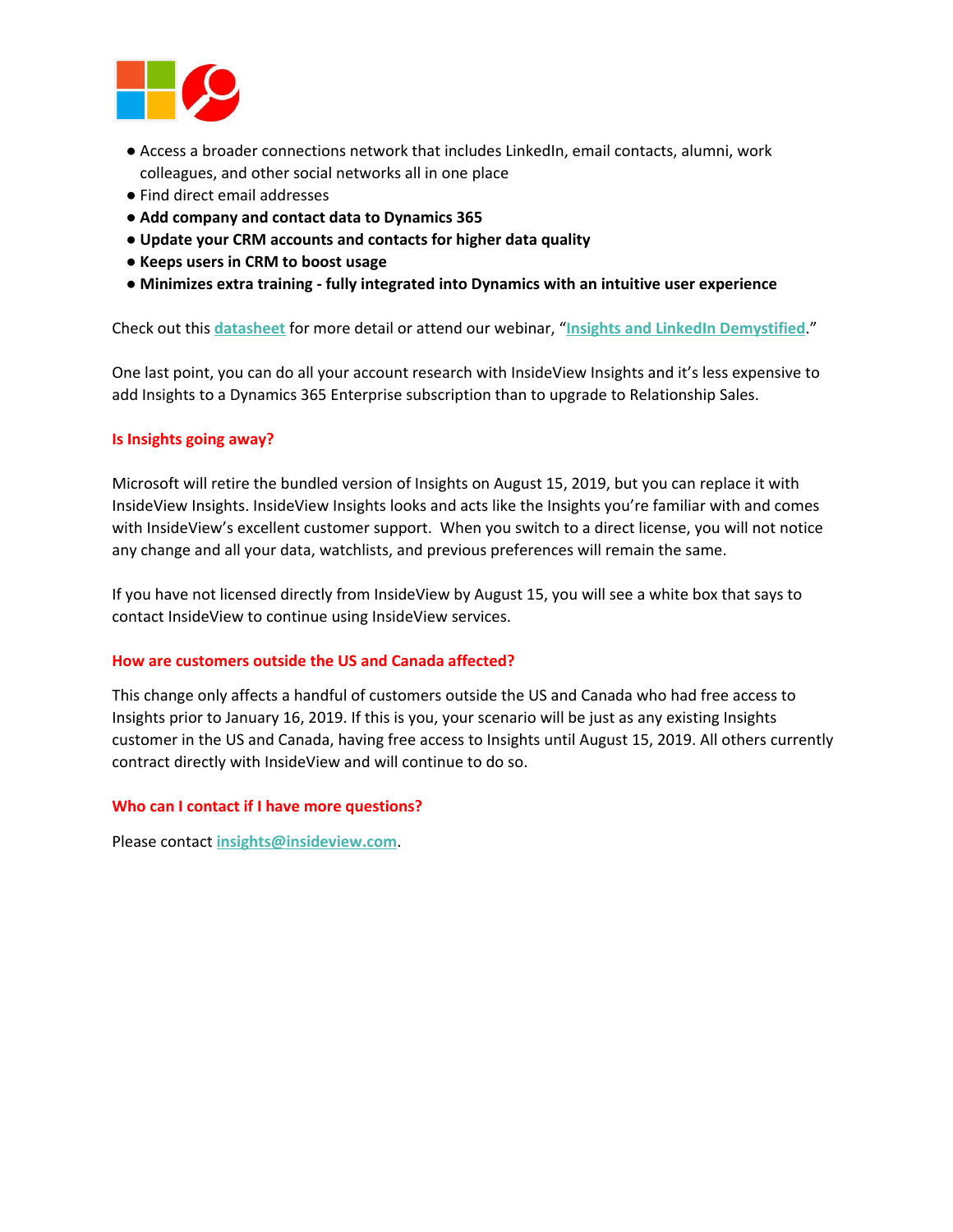- Access a broader connections network that includes LinkedIn, email contacts, alumni, work colleagues, and other social networks all in one place
- Find direct email addresses
- **Add company and contact data to Dynamics 365**
- **Update your CRM accounts and contacts for higher data quality**
- **Keeps users in CRM to boost usage**
- **Minimizes extra training - fully integrated into Dynamics with an intuitive user experience**

Check out this **datasheet** for more detail or attend our webinar, "**Insights and LinkedIn Demystified**."

One last point, you can do all your account research with InsideView Insights and it's less expensive to add Insights to a Dynamics 365 Enterprise subscription than to upgrade to Relationship Sales.

**Is Insights going away?**

Microsoft will retire the bundled version of Insights on August 15, 2019, but you can replace it with InsideView Insights. InsideView Insights looks and acts like the Insights you're familiar with and comes with InsideView's excellent customer support. When you switch to a direct license, you will not notice any change and all your data, watchlists, and previous preferences will remain the same.

If you have not licensed directly from InsideView by August 15, you will see a white box that says to contact InsideView to continue using InsideView services.

**How are customers outside the US and Canada affected?**

This change only affects a handful of customers outside the US and Canada who had free access to Insights prior to January 16, 2019. If this is you, your scenario will be just as any existing Insights customer in the US and Canada, having free access to Insights until August 15, 2019. All others currently contract directly with InsideView and will continue to do so.

**Who can I contact if I have more questions?**

Please contact **insights@insideview.com**.